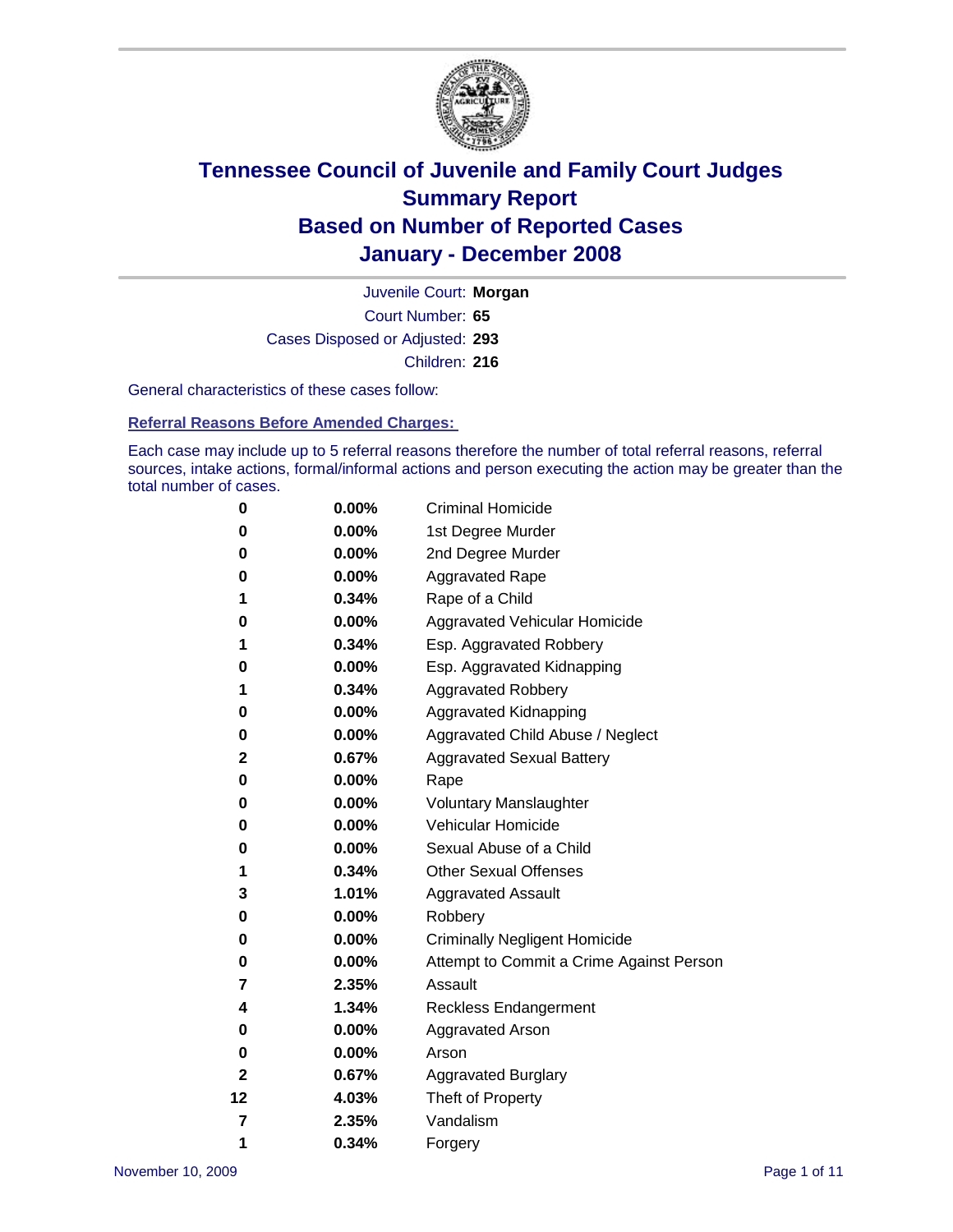# Tennessee Council of Juvenile and Family Court Judges
## Summary Report
## Based on Number of Reported Cases
## January - December 2008

Juvenile Court: **Morgan**
Court Number: **65**
Cases Disposed or Adjusted: **293**
Children: **216**

General characteristics of these cases follow:

### Referral Reasons Before Amended Charges:

Each case may include up to 5 referral reasons therefore the number of total referral reasons, referral sources, intake actions, formal/informal actions and person executing the action may be greater than the total number of cases.

| | | |
|---|---|---|
| 0 | 0.00% | Criminal Homicide |
| 0 | 0.00% | 1st Degree Murder |
| 0 | 0.00% | 2nd Degree Murder |
| 0 | 0.00% | Aggravated Rape |
| 1 | 0.34% | Rape of a Child |
| 0 | 0.00% | Aggravated Vehicular Homicide |
| 1 | 0.34% | Esp. Aggravated Robbery |
| 0 | 0.00% | Esp. Aggravated Kidnapping |
| 1 | 0.34% | Aggravated Robbery |
| 0 | 0.00% | Aggravated Kidnapping |
| 0 | 0.00% | Aggravated Child Abuse / Neglect |
| 2 | 0.67% | Aggravated Sexual Battery |
| 0 | 0.00% | Rape |
| 0 | 0.00% | Voluntary Manslaughter |
| 0 | 0.00% | Vehicular Homicide |
| 0 | 0.00% | Sexual Abuse of a Child |
| 1 | 0.34% | Other Sexual Offenses |
| 3 | 1.01% | Aggravated Assault |
| 0 | 0.00% | Robbery |
| 0 | 0.00% | Criminally Negligent Homicide |
| 0 | 0.00% | Attempt to Commit a Crime Against Person |
| 7 | 2.35% | Assault |
| 4 | 1.34% | Reckless Endangerment |
| 0 | 0.00% | Aggravated Arson |
| 0 | 0.00% | Arson |
| 2 | 0.67% | Aggravated Burglary |
| 12 | 4.03% | Theft of Property |
| 7 | 2.35% | Vandalism |
| 1 | 0.34% | Forgery |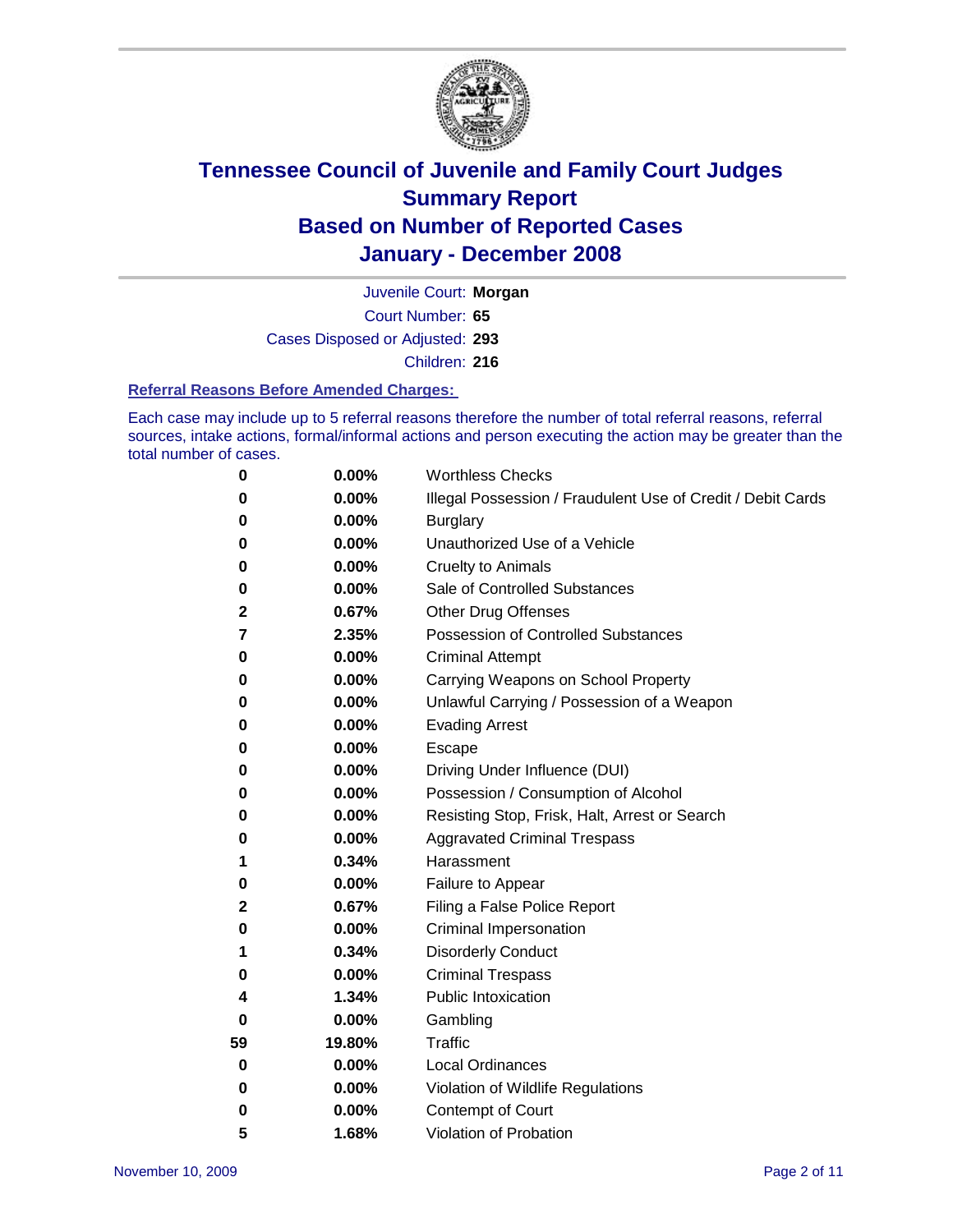# Tennessee Council of Juvenile and Family Court Judges
## Summary Report
## Based on Number of Reported Cases
## January - December 2008

Juvenile Court: **Morgan**

Court Number: **65**

Cases Disposed or Adjusted: **293**

Children: **216**

### Referral Reasons Before Amended Charges:

Each case may include up to 5 referral reasons therefore the number of total referral reasons, referral sources, intake actions, formal/informal actions and person executing the action may be greater than the total number of cases.

| Count | Percent | Referral Reason |
|---|---|---|
| 0 | 0.00% | Worthless Checks |
| 0 | 0.00% | Illegal Possession / Fraudulent Use of Credit / Debit Cards |
| 0 | 0.00% | Burglary |
| 0 | 0.00% | Unauthorized Use of a Vehicle |
| 0 | 0.00% | Cruelty to Animals |
| 0 | 0.00% | Sale of Controlled Substances |
| 2 | 0.67% | Other Drug Offenses |
| 7 | 2.35% | Possession of Controlled Substances |
| 0 | 0.00% | Criminal Attempt |
| 0 | 0.00% | Carrying Weapons on School Property |
| 0 | 0.00% | Unlawful Carrying / Possession of a Weapon |
| 0 | 0.00% | Evading Arrest |
| 0 | 0.00% | Escape |
| 0 | 0.00% | Driving Under Influence (DUI) |
| 0 | 0.00% | Possession / Consumption of Alcohol |
| 0 | 0.00% | Resisting Stop, Frisk, Halt, Arrest or Search |
| 0 | 0.00% | Aggravated Criminal Trespass |
| 1 | 0.34% | Harassment |
| 0 | 0.00% | Failure to Appear |
| 2 | 0.67% | Filing a False Police Report |
| 0 | 0.00% | Criminal Impersonation |
| 1 | 0.34% | Disorderly Conduct |
| 0 | 0.00% | Criminal Trespass |
| 4 | 1.34% | Public Intoxication |
| 0 | 0.00% | Gambling |
| 59 | 19.80% | Traffic |
| 0 | 0.00% | Local Ordinances |
| 0 | 0.00% | Violation of Wildlife Regulations |
| 0 | 0.00% | Contempt of Court |
| 5 | 1.68% | Violation of Probation |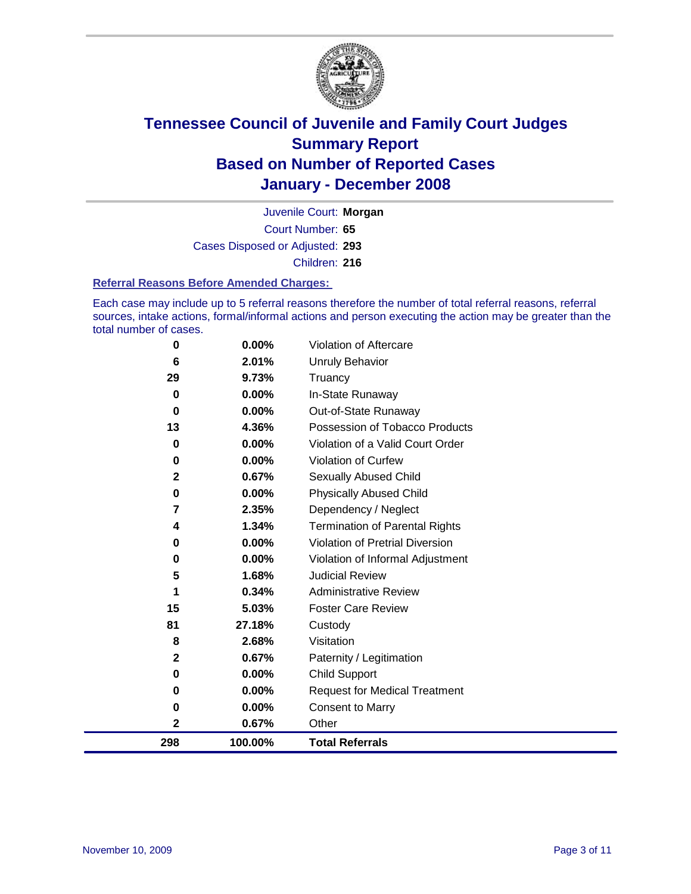# Tennessee Council of Juvenile and Family Court Judges
## Summary Report
## Based on Number of Reported Cases
## January - December 2008

Juvenile Court: **Morgan**

Court Number: **65**

Cases Disposed or Adjusted: **293**

Children: **216**

### Referral Reasons Before Amended Charges:

Each case may include up to 5 referral reasons therefore the number of total referral reasons, referral sources, intake actions, formal/informal actions and person executing the action may be greater than the total number of cases.

| Count | Percent | Referral Reason |
|---|---|---|
| 0 | 0.00% | Violation of Aftercare |
| 6 | 2.01% | Unruly Behavior |
| 29 | 9.73% | Truancy |
| 0 | 0.00% | In-State Runaway |
| 0 | 0.00% | Out-of-State Runaway |
| 13 | 4.36% | Possession of Tobacco Products |
| 0 | 0.00% | Violation of a Valid Court Order |
| 0 | 0.00% | Violation of Curfew |
| 2 | 0.67% | Sexually Abused Child |
| 0 | 0.00% | Physically Abused Child |
| 7 | 2.35% | Dependency / Neglect |
| 4 | 1.34% | Termination of Parental Rights |
| 0 | 0.00% | Violation of Pretrial Diversion |
| 0 | 0.00% | Violation of Informal Adjustment |
| 5 | 1.68% | Judicial Review |
| 1 | 0.34% | Administrative Review |
| 15 | 5.03% | Foster Care Review |
| 81 | 27.18% | Custody |
| 8 | 2.68% | Visitation |
| 2 | 0.67% | Paternity / Legitimation |
| 0 | 0.00% | Child Support |
| 0 | 0.00% | Request for Medical Treatment |
| 0 | 0.00% | Consent to Marry |
| 2 | 0.67% | Other |
| **298** | **100.00%** | **Total Referrals** |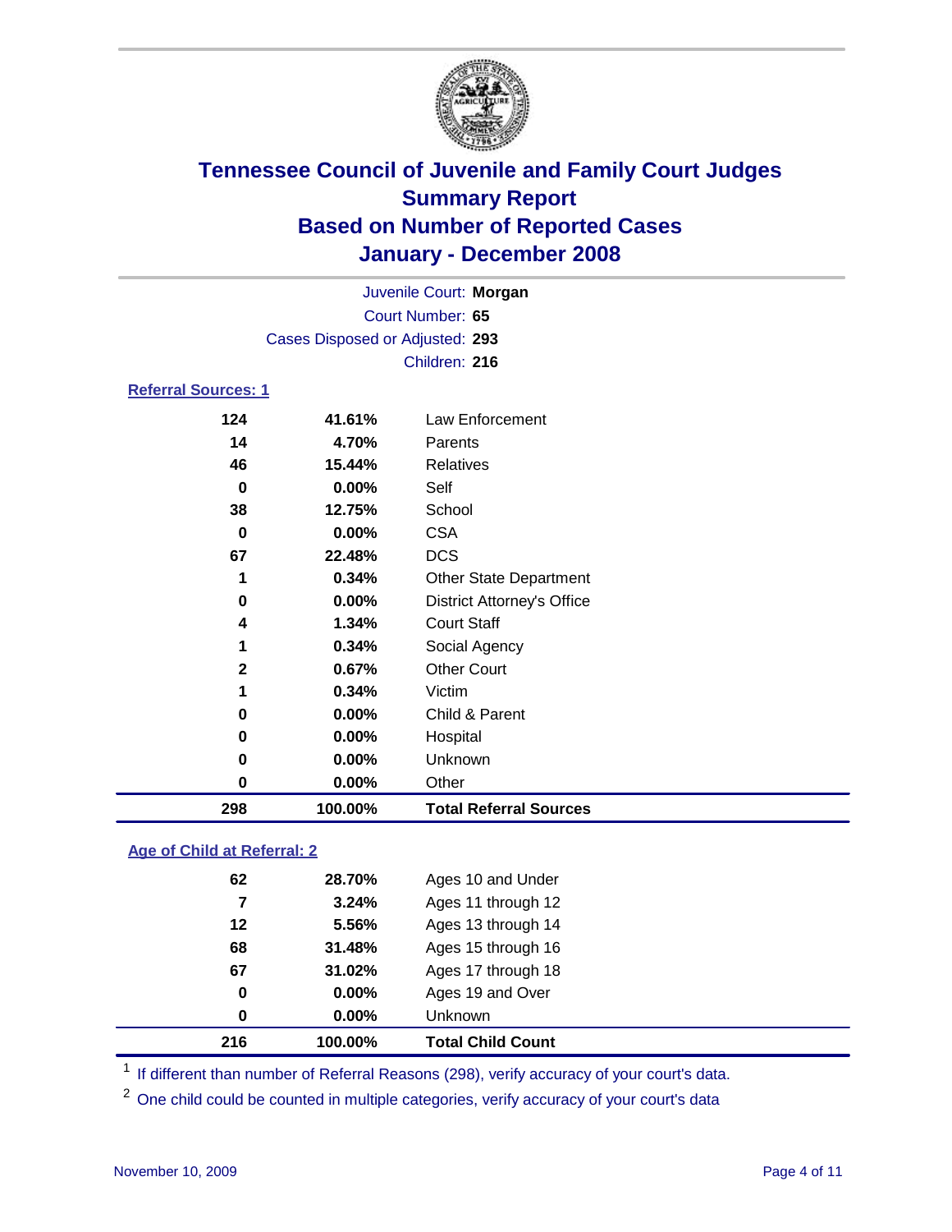# Tennessee Council of Juvenile and Family Court Judges
## Summary Report
## Based on Number of Reported Cases
## January - December 2008

Juvenile Court: **Morgan**
Court Number: **65**
Cases Disposed or Adjusted: **293**
Children: **216**

### Referral Sources: 1

| | | |
|---|---|---|
| 124 | 41.61% | Law Enforcement |
| 14 | 4.70% | Parents |
| 46 | 15.44% | Relatives |
| 0 | 0.00% | Self |
| 38 | 12.75% | School |
| 0 | 0.00% | CSA |
| 67 | 22.48% | DCS |
| 1 | 0.34% | Other State Department |
| 0 | 0.00% | District Attorney's Office |
| 4 | 1.34% | Court Staff |
| 1 | 0.34% | Social Agency |
| 2 | 0.67% | Other Court |
| 1 | 0.34% | Victim |
| 0 | 0.00% | Child & Parent |
| 0 | 0.00% | Hospital |
| 0 | 0.00% | Unknown |
| 0 | 0.00% | Other |
| **298** | **100.00%** | **Total Referral Sources** |

### Age of Child at Referral: 2

| | | |
|---|---|---|
| 62 | 28.70% | Ages 10 and Under |
| 7 | 3.24% | Ages 11 through 12 |
| 12 | 5.56% | Ages 13 through 14 |
| 68 | 31.48% | Ages 15 through 16 |
| 67 | 31.02% | Ages 17 through 18 |
| 0 | 0.00% | Ages 19 and Over |
| 0 | 0.00% | Unknown |
| **216** | **100.00%** | **Total Child Count** |

[1] If different than number of Referral Reasons (298), verify accuracy of your court's data.

[2] One child could be counted in multiple categories, verify accuracy of your court's data

November 10, 2009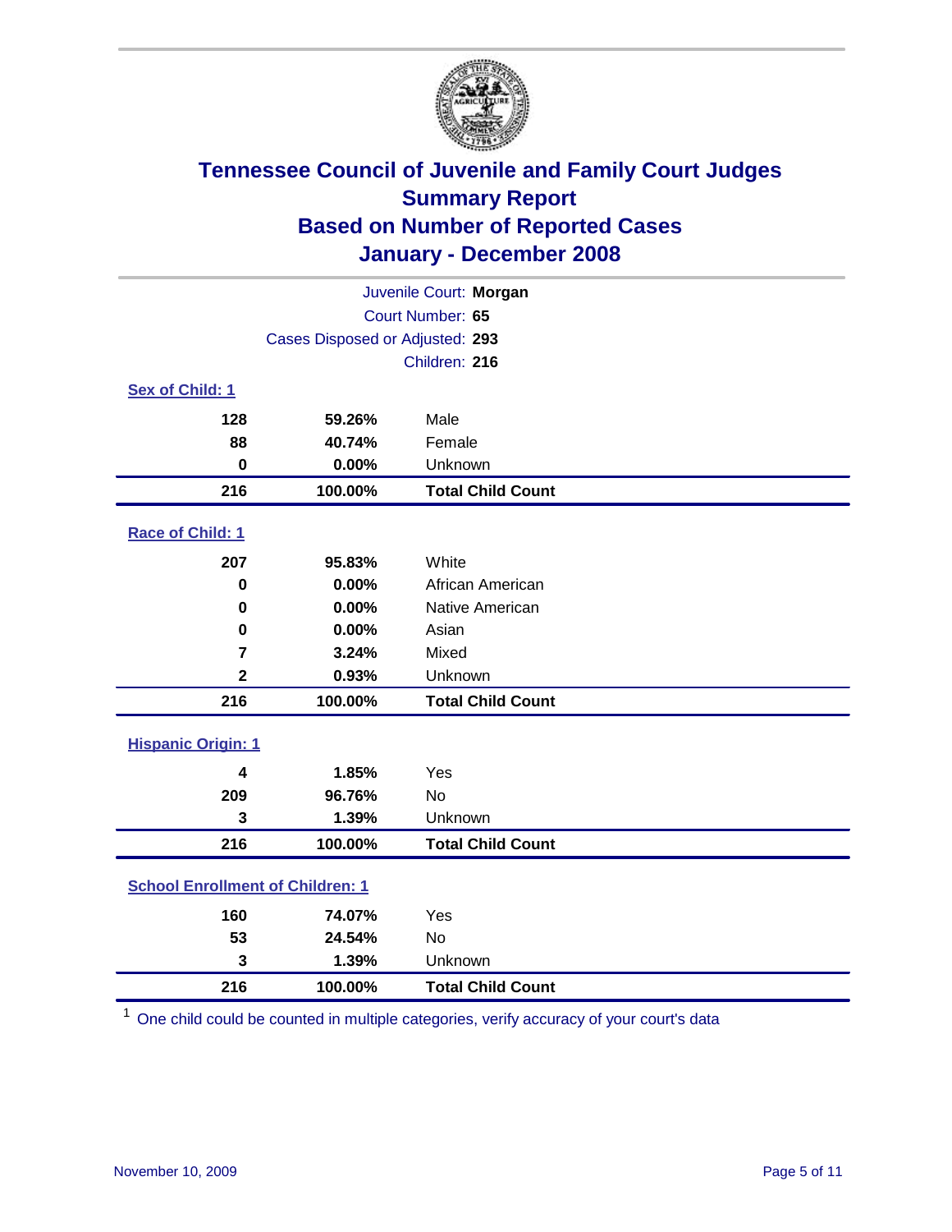# Tennessee Council of Juvenile and Family Court Judges
## Summary Report
## Based on Number of Reported Cases
## January - December 2008

Juvenile Court: **Morgan**

Court Number: **65**

Cases Disposed or Adjusted: **293**

Children: **216**

### Sex of Child: 1

| | | |
|---|---|---|
| 128 | 59.26% | Male |
| 88 | 40.74% | Female |
| 0 | 0.00% | Unknown |
| **216** | **100.00%** | **Total Child Count** |

### Race of Child: 1

| | | |
|---|---|---|
| 207 | 95.83% | White |
| 0 | 0.00% | African American |
| 0 | 0.00% | Native American |
| 0 | 0.00% | Asian |
| 7 | 3.24% | Mixed |
| 2 | 0.93% | Unknown |
| **216** | **100.00%** | **Total Child Count** |

### Hispanic Origin: 1

| | | |
|---|---|---|
| 4 | 1.85% | Yes |
| 209 | 96.76% | No |
| 3 | 1.39% | Unknown |
| **216** | **100.00%** | **Total Child Count** |

### School Enrollment of Children: 1

| | | |
|---|---|---|
| 160 | 74.07% | Yes |
| 53 | 24.54% | No |
| 3 | 1.39% | Unknown |
| **216** | **100.00%** | **Total Child Count** |

[1] One child could be counted in multiple categories, verify accuracy of your court's data

November 10, 2009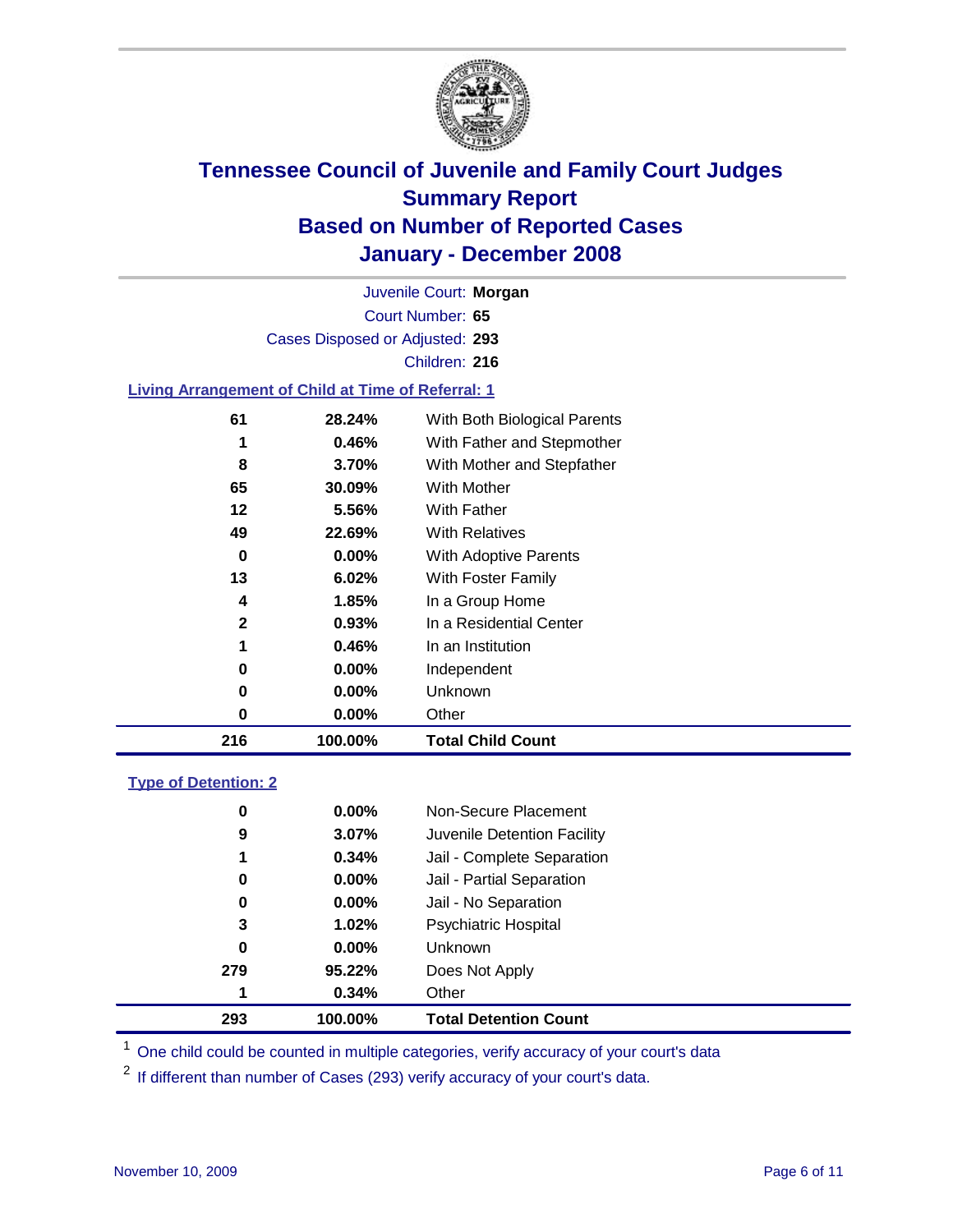# Tennessee Council of Juvenile and Family Court Judges
## Summary Report
## Based on Number of Reported Cases
## January - December 2008

Juvenile Court: **Morgan**
Court Number: **65**
Cases Disposed or Adjusted: **293**
Children: **216**

### Living Arrangement of Child at Time of Referral: 1

| Count | Percent | Category |
|---|---|---|
| 61 | 28.24% | With Both Biological Parents |
| 1 | 0.46% | With Father and Stepmother |
| 8 | 3.70% | With Mother and Stepfather |
| 65 | 30.09% | With Mother |
| 12 | 5.56% | With Father |
| 49 | 22.69% | With Relatives |
| 0 | 0.00% | With Adoptive Parents |
| 13 | 6.02% | With Foster Family |
| 4 | 1.85% | In a Group Home |
| 2 | 0.93% | In a Residential Center |
| 1 | 0.46% | In an Institution |
| 0 | 0.00% | Independent |
| 0 | 0.00% | Unknown |
| 0 | 0.00% | Other |
| **216** | **100.00%** | **Total Child Count** |

### Type of Detention: 2

| Count | Percent | Category |
|---|---|---|
| 0 | 0.00% | Non-Secure Placement |
| 9 | 3.07% | Juvenile Detention Facility |
| 1 | 0.34% | Jail - Complete Separation |
| 0 | 0.00% | Jail - Partial Separation |
| 0 | 0.00% | Jail - No Separation |
| 3 | 1.02% | Psychiatric Hospital |
| 0 | 0.00% | Unknown |
| 279 | 95.22% | Does Not Apply |
| 1 | 0.34% | Other |
| **293** | **100.00%** | **Total Detention Count** |

[1] One child could be counted in multiple categories, verify accuracy of your court's data

[2] If different than number of Cases (293) verify accuracy of your court's data.

November 10, 2009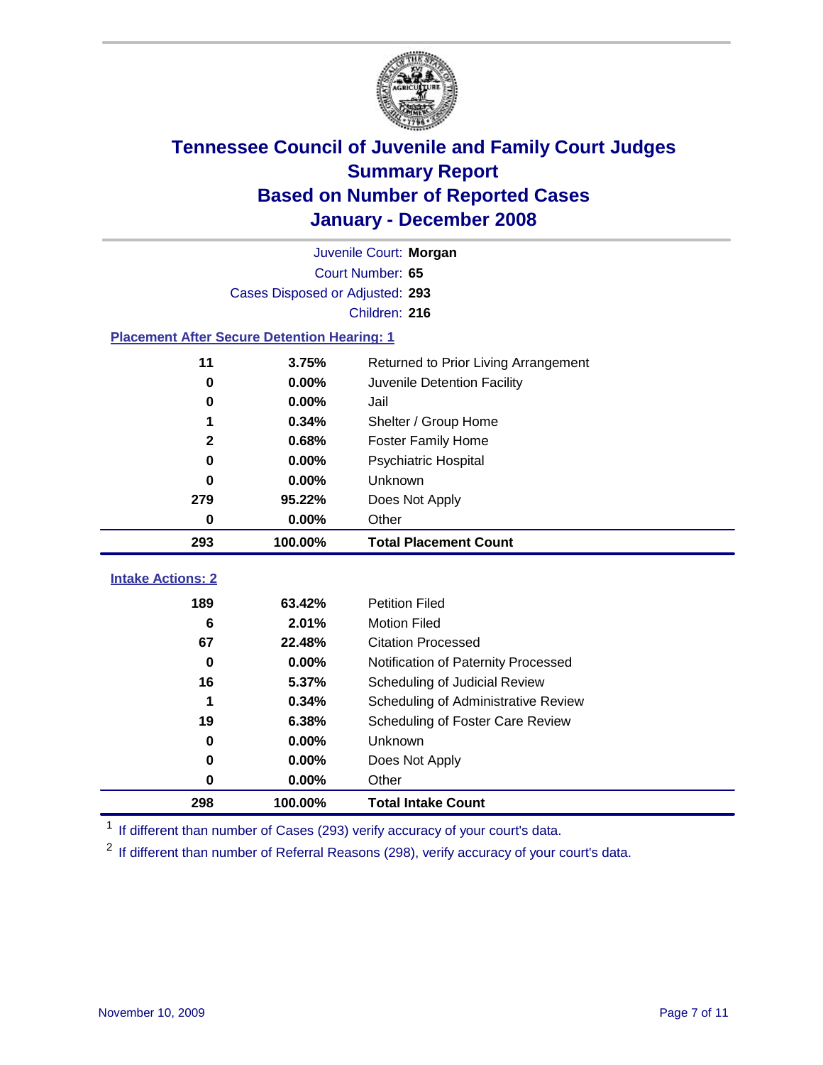# Tennessee Council of Juvenile and Family Court Judges
## Summary Report
## Based on Number of Reported Cases
## January - December 2008

Juvenile Court: **Morgan**

Court Number: **65**

Cases Disposed or Adjusted: **293**

Children: **216**

### Placement After Secure Detention Hearing: 1

| | | |
|---|---|---|
| 11 | 3.75% | Returned to Prior Living Arrangement |
| 0 | 0.00% | Juvenile Detention Facility |
| 0 | 0.00% | Jail |
| 1 | 0.34% | Shelter / Group Home |
| 2 | 0.68% | Foster Family Home |
| 0 | 0.00% | Psychiatric Hospital |
| 0 | 0.00% | Unknown |
| 279 | 95.22% | Does Not Apply |
| 0 | 0.00% | Other |
| **293** | **100.00%** | **Total Placement Count** |

### Intake Actions: 2

| | | |
|---|---|---|
| 189 | 63.42% | Petition Filed |
| 6 | 2.01% | Motion Filed |
| 67 | 22.48% | Citation Processed |
| 0 | 0.00% | Notification of Paternity Processed |
| 16 | 5.37% | Scheduling of Judicial Review |
| 1 | 0.34% | Scheduling of Administrative Review |
| 19 | 6.38% | Scheduling of Foster Care Review |
| 0 | 0.00% | Unknown |
| 0 | 0.00% | Does Not Apply |
| 0 | 0.00% | Other |
| **298** | **100.00%** | **Total Intake Count** |

[1] If different than number of Cases (293) verify accuracy of your court's data.

[2] If different than number of Referral Reasons (298), verify accuracy of your court's data.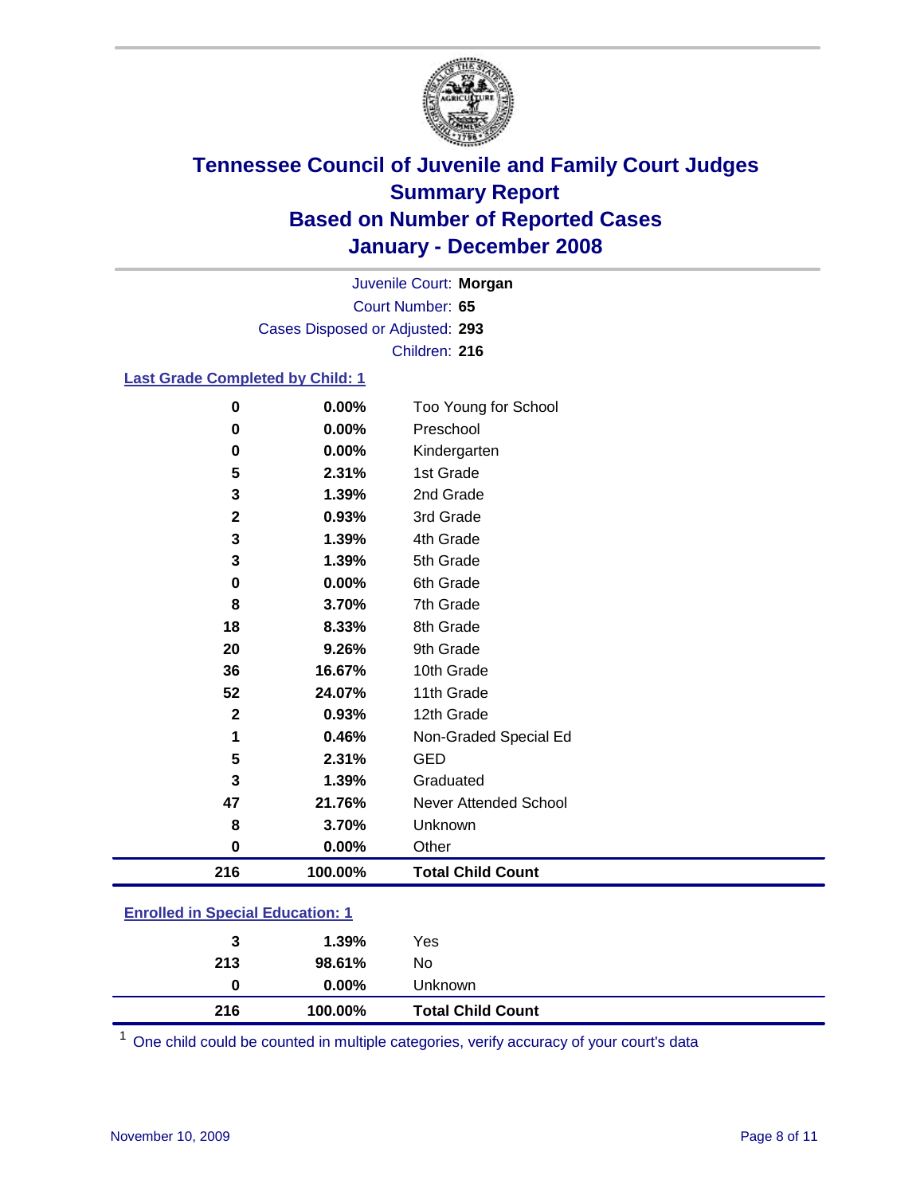# Tennessee Council of Juvenile and Family Court Judges
## Summary Report
## Based on Number of Reported Cases
## January - December 2008

Juvenile Court: **Morgan**
Court Number: **65**
Cases Disposed or Adjusted: **293**
Children: **216**

### Last Grade Completed by Child: 1

| Count | Percent | Category |
|---|---|---|
| 0 | 0.00% | Too Young for School |
| 0 | 0.00% | Preschool |
| 0 | 0.00% | Kindergarten |
| 5 | 2.31% | 1st Grade |
| 3 | 1.39% | 2nd Grade |
| 2 | 0.93% | 3rd Grade |
| 3 | 1.39% | 4th Grade |
| 3 | 1.39% | 5th Grade |
| 0 | 0.00% | 6th Grade |
| 8 | 3.70% | 7th Grade |
| 18 | 8.33% | 8th Grade |
| 20 | 9.26% | 9th Grade |
| 36 | 16.67% | 10th Grade |
| 52 | 24.07% | 11th Grade |
| 2 | 0.93% | 12th Grade |
| 1 | 0.46% | Non-Graded Special Ed |
| 5 | 2.31% | GED |
| 3 | 1.39% | Graduated |
| 47 | 21.76% | Never Attended School |
| 8 | 3.70% | Unknown |
| 0 | 0.00% | Other |
| **216** | **100.00%** | **Total Child Count** |

### Enrolled in Special Education: 1

| Count | Percent | Category |
|---|---|---|
| 3 | 1.39% | Yes |
| 213 | 98.61% | No |
| 0 | 0.00% | Unknown |
| **216** | **100.00%** | **Total Child Count** |

[1] One child could be counted in multiple categories, verify accuracy of your court's data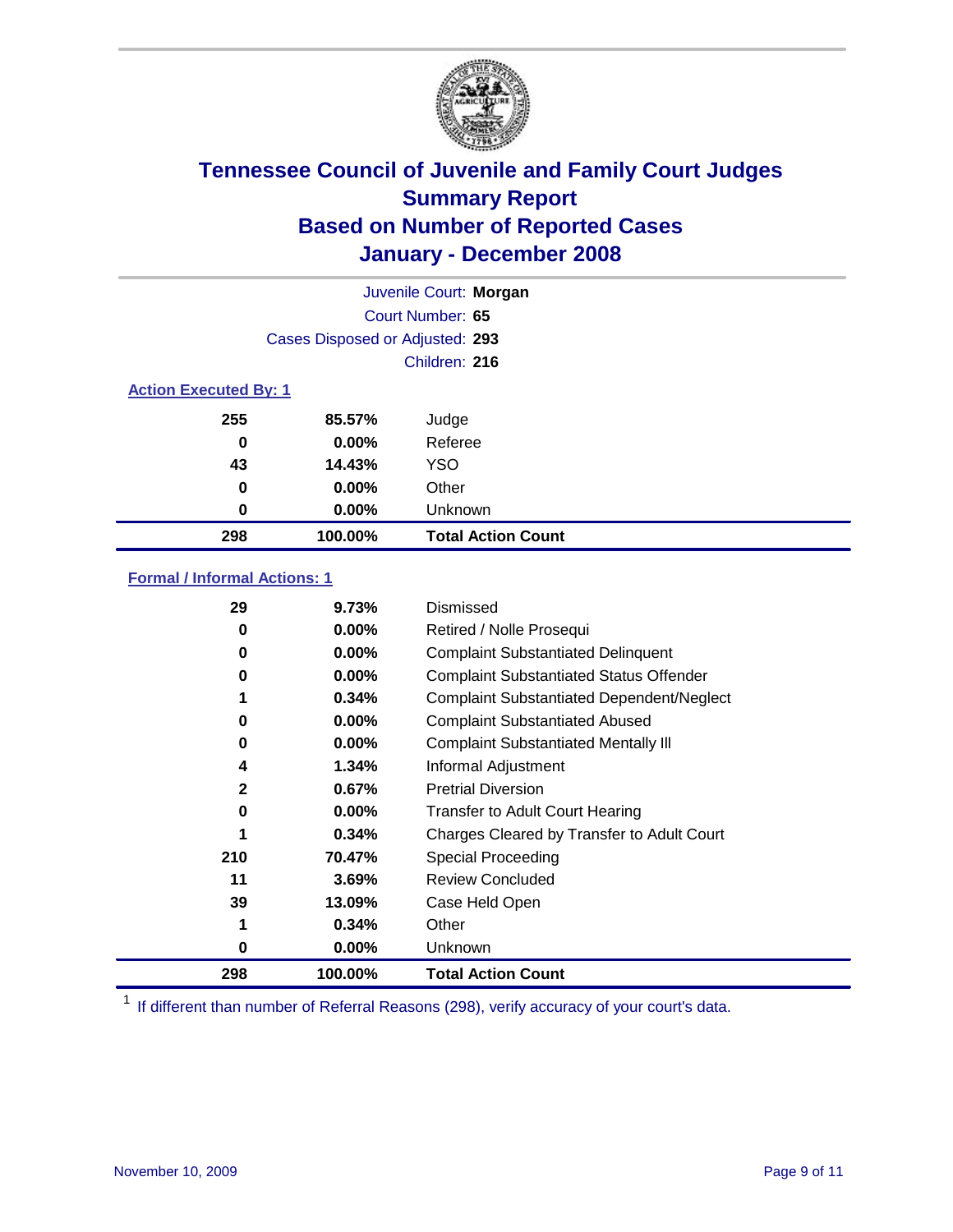# Tennessee Council of Juvenile and Family Court Judges
## Summary Report
## Based on Number of Reported Cases
## January - December 2008

Juvenile Court: **Morgan**
Court Number: **65**
Cases Disposed or Adjusted: **293**
Children: **216**

### Action Executed By: 1

| Count | Percent | Action |
|---|---|---|
| 255 | 85.57% | Judge |
| 0 | 0.00% | Referee |
| 43 | 14.43% | YSO |
| 0 | 0.00% | Other |
| 0 | 0.00% | Unknown |
| **298** | **100.00%** | **Total Action Count** |

### Formal / Informal Actions: 1

| Count | Percent | Action |
|---|---|---|
| 29 | 9.73% | Dismissed |
| 0 | 0.00% | Retired / Nolle Prosequi |
| 0 | 0.00% | Complaint Substantiated Delinquent |
| 0 | 0.00% | Complaint Substantiated Status Offender |
| 1 | 0.34% | Complaint Substantiated Dependent/Neglect |
| 0 | 0.00% | Complaint Substantiated Abused |
| 0 | 0.00% | Complaint Substantiated Mentally Ill |
| 4 | 1.34% | Informal Adjustment |
| 2 | 0.67% | Pretrial Diversion |
| 0 | 0.00% | Transfer to Adult Court Hearing |
| 1 | 0.34% | Charges Cleared by Transfer to Adult Court |
| 210 | 70.47% | Special Proceeding |
| 11 | 3.69% | Review Concluded |
| 39 | 13.09% | Case Held Open |
| 1 | 0.34% | Other |
| 0 | 0.00% | Unknown |
| **298** | **100.00%** | **Total Action Count** |

[1] If different than number of Referral Reasons (298), verify accuracy of your court's data.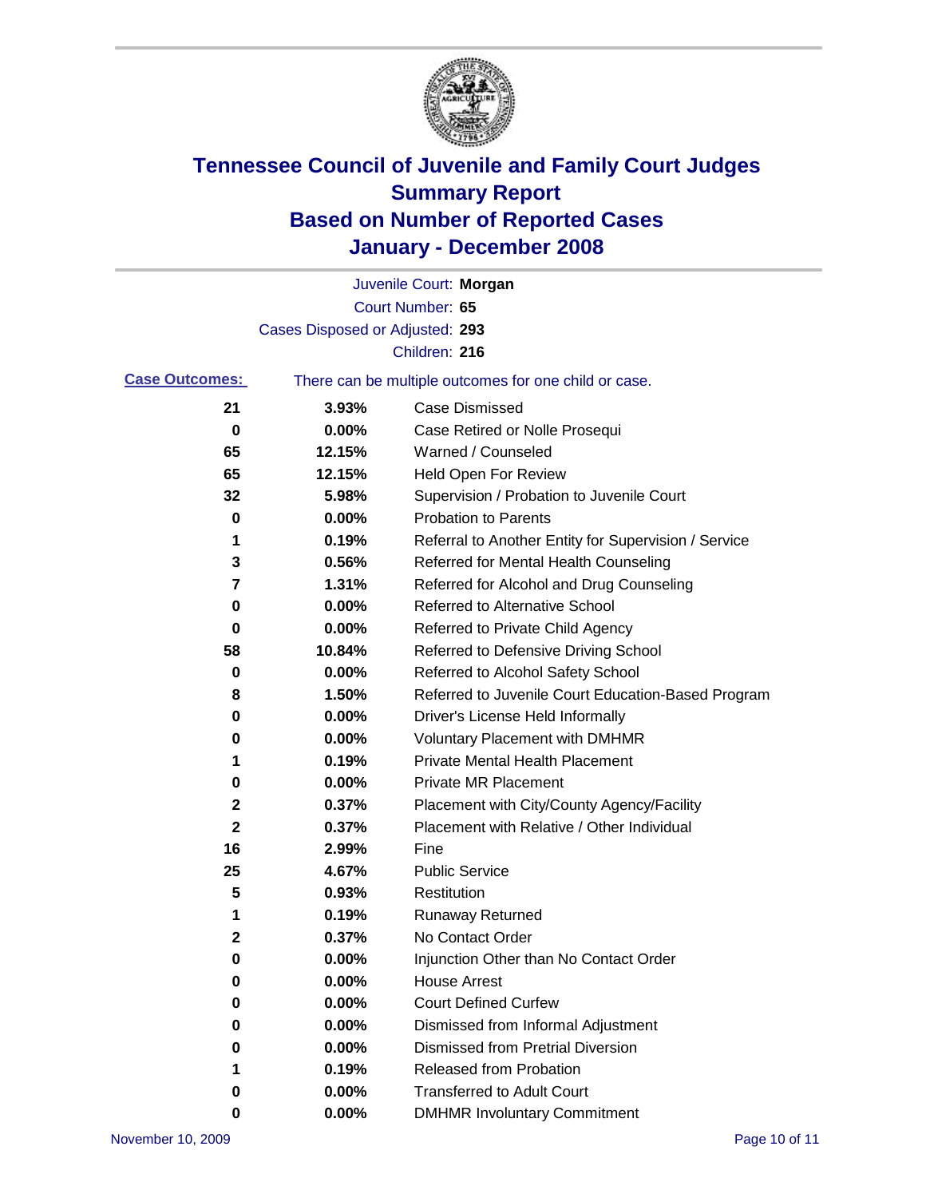# Tennessee Council of Juvenile and Family Court Judges
## Summary Report
## Based on Number of Reported Cases
## January - December 2008

Juvenile Court: **Morgan**

Court Number: **65**

Cases Disposed or Adjusted: **293**

Children: **216**

**Case Outcomes:** There can be multiple outcomes for one child or case.

| Count | Percent | Outcome |
|---|---|---|
| 21 | 3.93% | Case Dismissed |
| 0 | 0.00% | Case Retired or Nolle Prosequi |
| 65 | 12.15% | Warned / Counseled |
| 65 | 12.15% | Held Open For Review |
| 32 | 5.98% | Supervision / Probation to Juvenile Court |
| 0 | 0.00% | Probation to Parents |
| 1 | 0.19% | Referral to Another Entity for Supervision / Service |
| 3 | 0.56% | Referred for Mental Health Counseling |
| 7 | 1.31% | Referred for Alcohol and Drug Counseling |
| 0 | 0.00% | Referred to Alternative School |
| 0 | 0.00% | Referred to Private Child Agency |
| 58 | 10.84% | Referred to Defensive Driving School |
| 0 | 0.00% | Referred to Alcohol Safety School |
| 8 | 1.50% | Referred to Juvenile Court Education-Based Program |
| 0 | 0.00% | Driver's License Held Informally |
| 0 | 0.00% | Voluntary Placement with DMHMR |
| 1 | 0.19% | Private Mental Health Placement |
| 0 | 0.00% | Private MR Placement |
| 2 | 0.37% | Placement with City/County Agency/Facility |
| 2 | 0.37% | Placement with Relative / Other Individual |
| 16 | 2.99% | Fine |
| 25 | 4.67% | Public Service |
| 5 | 0.93% | Restitution |
| 1 | 0.19% | Runaway Returned |
| 2 | 0.37% | No Contact Order |
| 0 | 0.00% | Injunction Other than No Contact Order |
| 0 | 0.00% | House Arrest |
| 0 | 0.00% | Court Defined Curfew |
| 0 | 0.00% | Dismissed from Informal Adjustment |
| 0 | 0.00% | Dismissed from Pretrial Diversion |
| 1 | 0.19% | Released from Probation |
| 0 | 0.00% | Transferred to Adult Court |
| 0 | 0.00% | DMHMR Involuntary Commitment |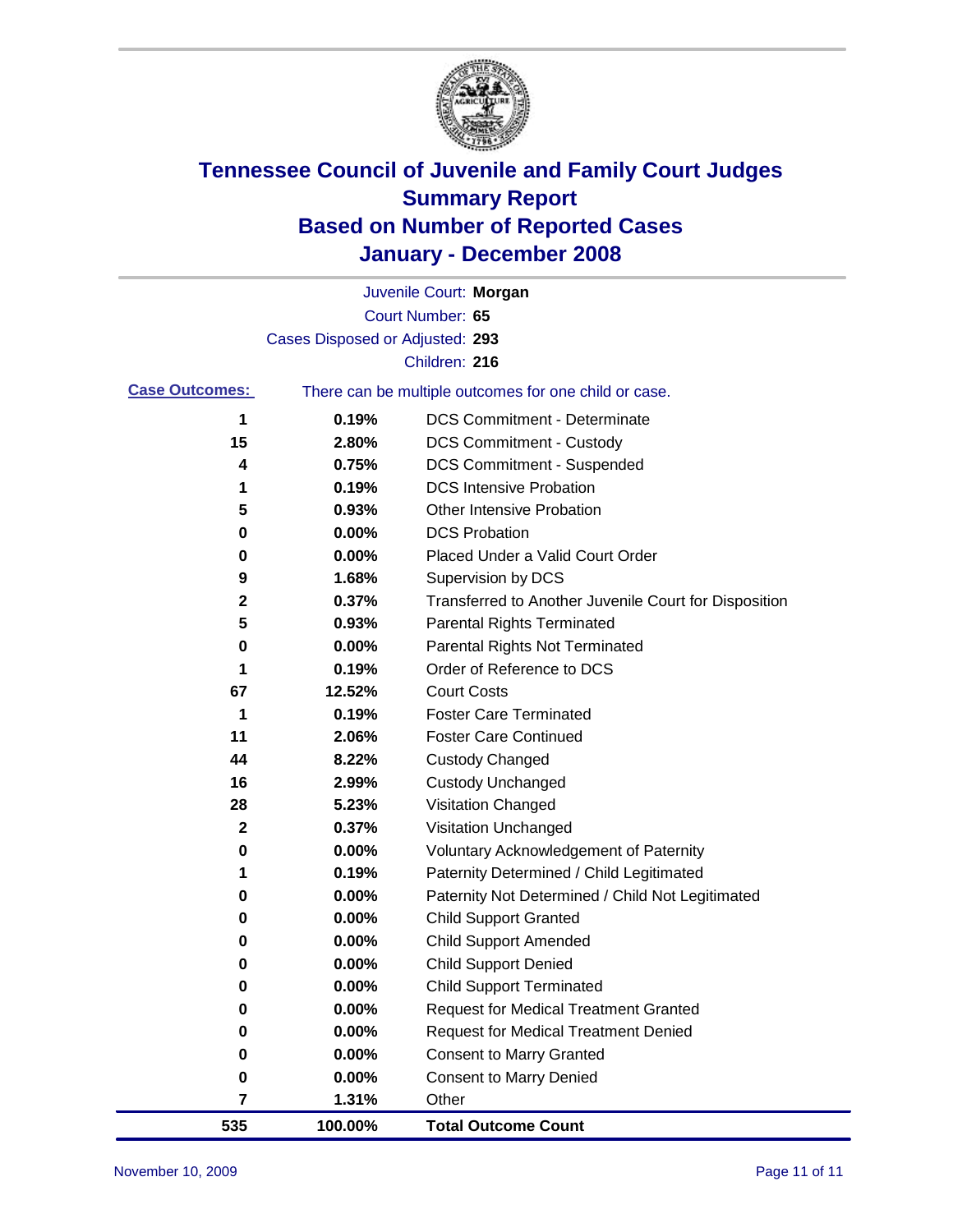# Tennessee Council of Juvenile and Family Court Judges
# Summary Report
# Based on Number of Reported Cases
# January - December 2008

Juvenile Court: **Morgan**

Court Number: **65**

Cases Disposed or Adjusted: **293**

Children: **216**

**Case Outcomes:** There can be multiple outcomes for one child or case.

| | | |
|---|---|---|
| 1 | 0.19% | DCS Commitment - Determinate |
| 15 | 2.80% | DCS Commitment - Custody |
| 4 | 0.75% | DCS Commitment - Suspended |
| 1 | 0.19% | DCS Intensive Probation |
| 5 | 0.93% | Other Intensive Probation |
| 0 | 0.00% | DCS Probation |
| 0 | 0.00% | Placed Under a Valid Court Order |
| 9 | 1.68% | Supervision by DCS |
| 2 | 0.37% | Transferred to Another Juvenile Court for Disposition |
| 5 | 0.93% | Parental Rights Terminated |
| 0 | 0.00% | Parental Rights Not Terminated |
| 1 | 0.19% | Order of Reference to DCS |
| 67 | 12.52% | Court Costs |
| 1 | 0.19% | Foster Care Terminated |
| 11 | 2.06% | Foster Care Continued |
| 44 | 8.22% | Custody Changed |
| 16 | 2.99% | Custody Unchanged |
| 28 | 5.23% | Visitation Changed |
| 2 | 0.37% | Visitation Unchanged |
| 0 | 0.00% | Voluntary Acknowledgement of Paternity |
| 1 | 0.19% | Paternity Determined / Child Legitimated |
| 0 | 0.00% | Paternity Not Determined / Child Not Legitimated |
| 0 | 0.00% | Child Support Granted |
| 0 | 0.00% | Child Support Amended |
| 0 | 0.00% | Child Support Denied |
| 0 | 0.00% | Child Support Terminated |
| 0 | 0.00% | Request for Medical Treatment Granted |
| 0 | 0.00% | Request for Medical Treatment Denied |
| 0 | 0.00% | Consent to Marry Granted |
| 0 | 0.00% | Consent to Marry Denied |
| 7 | 1.31% | Other |
| **535** | **100.00%** | **Total Outcome Count** |